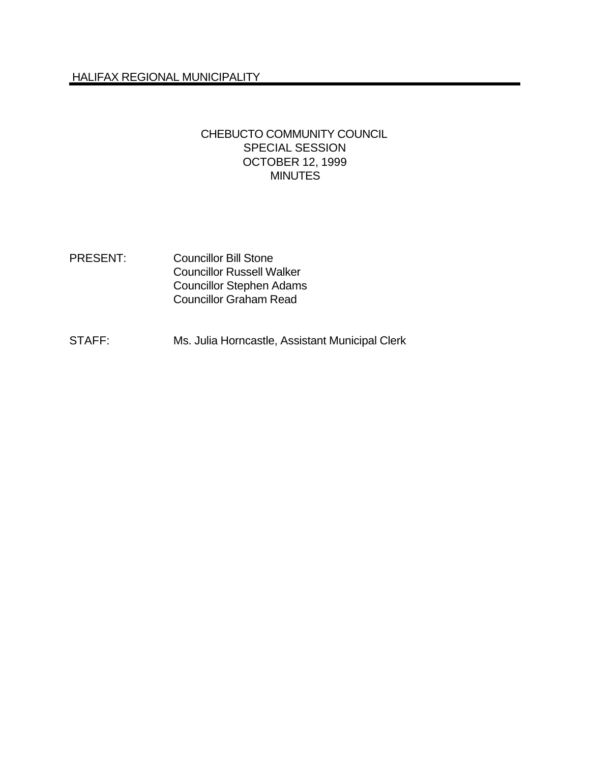HALIFAX REGIONAL MUNICIPALITY

# CHEBUCTO COMMUNITY COUNCIL
## SPECIAL SESSION
## OCTOBER 12, 1999
## MINUTES

PRESENT: Councillor Bill Stone
Councillor Russell Walker
Councillor Stephen Adams
Councillor Graham Read

STAFF: Ms. Julia Horncastle, Assistant Municipal Clerk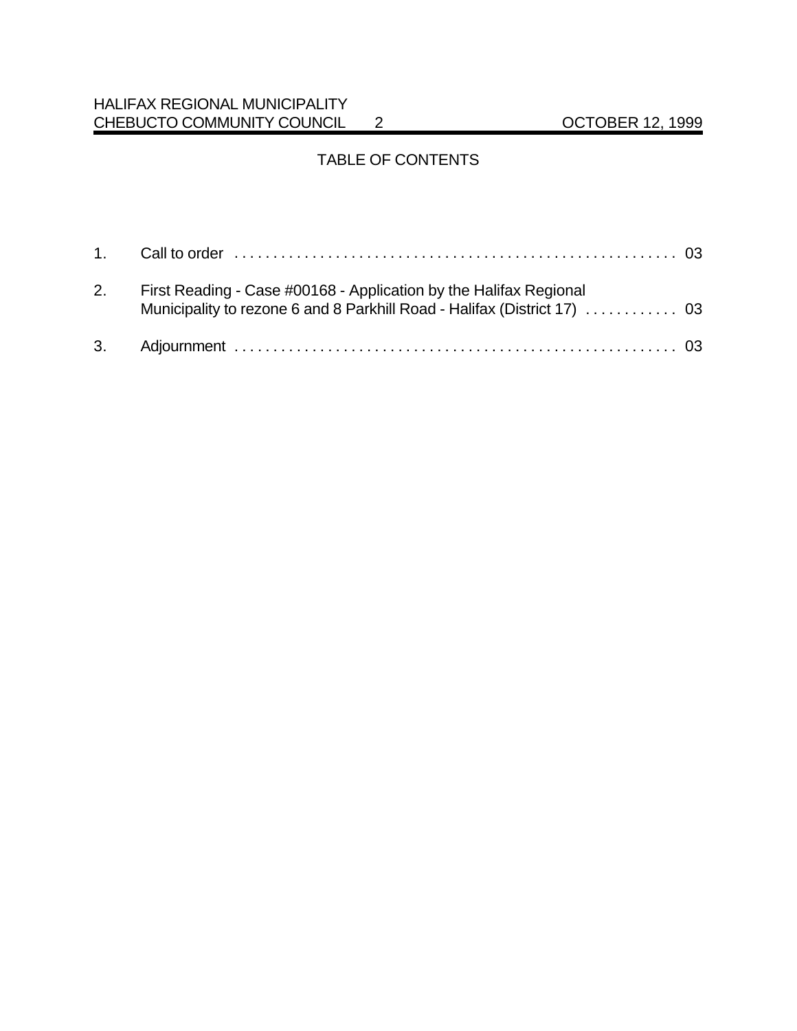# TABLE OF CONTENTS

1. Call to order . . . . . . . . . . . . . . . . . . . . . . . . . . . . . . . . . . . . . . . . . . . . . . . . . . . . . . . . . 03

2. First Reading - Case #00168 - Application by the Halifax Regional Municipality to rezone 6 and 8 Parkhill Road - Halifax (District 17) . . . . . . . . . . . 03

3. Adjournment . . . . . . . . . . . . . . . . . . . . . . . . . . . . . . . . . . . . . . . . . . . . . . . . . . . . . . . . . 03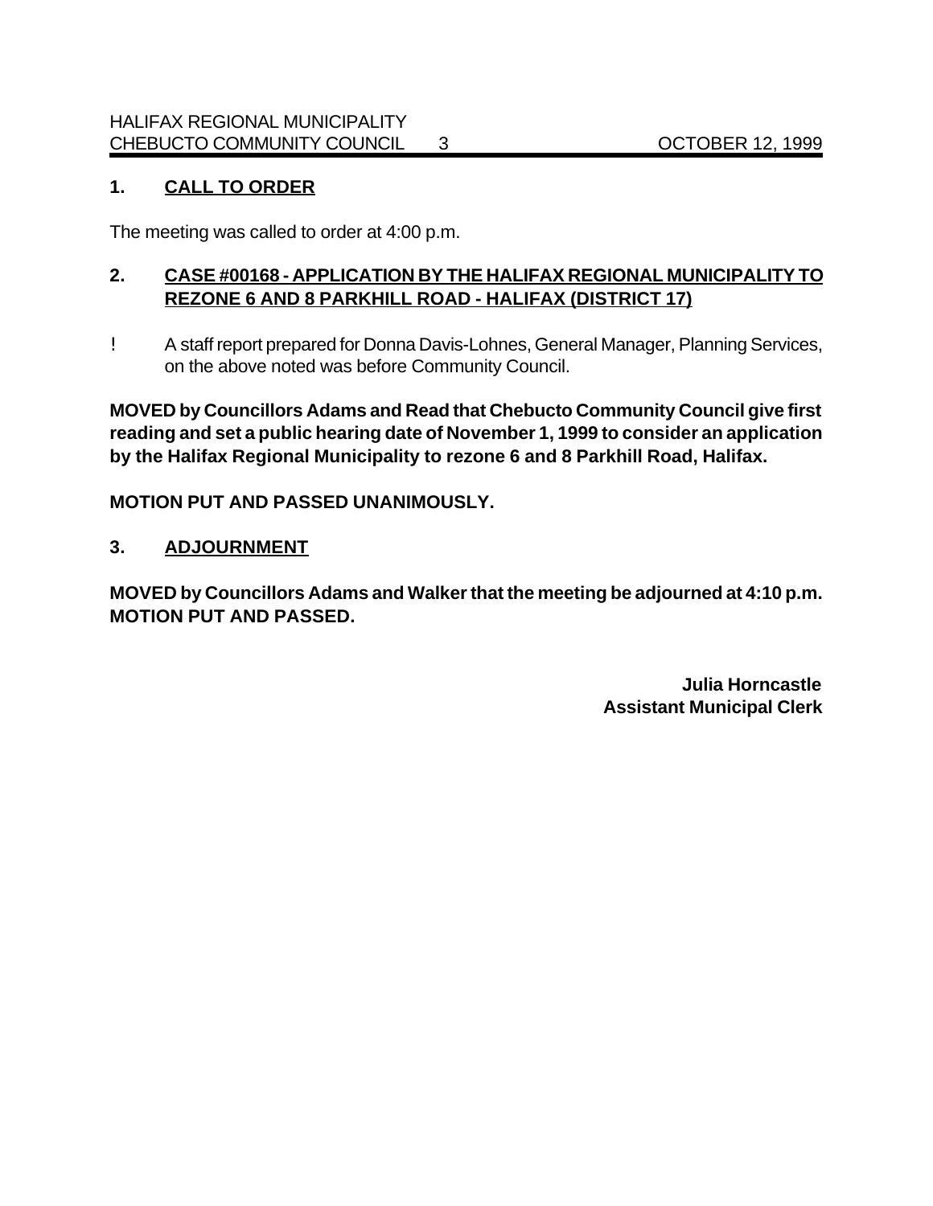## 1. CALL TO ORDER

The meeting was called to order at 4:00 p.m.

## 2. CASE #00168 - APPLICATION BY THE HALIFAX REGIONAL MUNICIPALITY TO REZONE 6 AND 8 PARKHILL ROAD - HALIFAX (DISTRICT 17)

- A staff report prepared for Donna Davis-Lohnes, General Manager, Planning Services, on the above noted was before Community Council.

**MOVED by Councillors Adams and Read that Chebucto Community Council give first reading and set a public hearing date of November 1, 1999 to consider an application by the Halifax Regional Municipality to rezone 6 and 8 Parkhill Road, Halifax.**

**MOTION PUT AND PASSED UNANIMOUSLY.**

## 3. ADJOURNMENT

**MOVED by Councillors Adams and Walker that the meeting be adjourned at 4:10 p.m. MOTION PUT AND PASSED.**

**Julia Horncastle**
**Assistant Municipal Clerk**